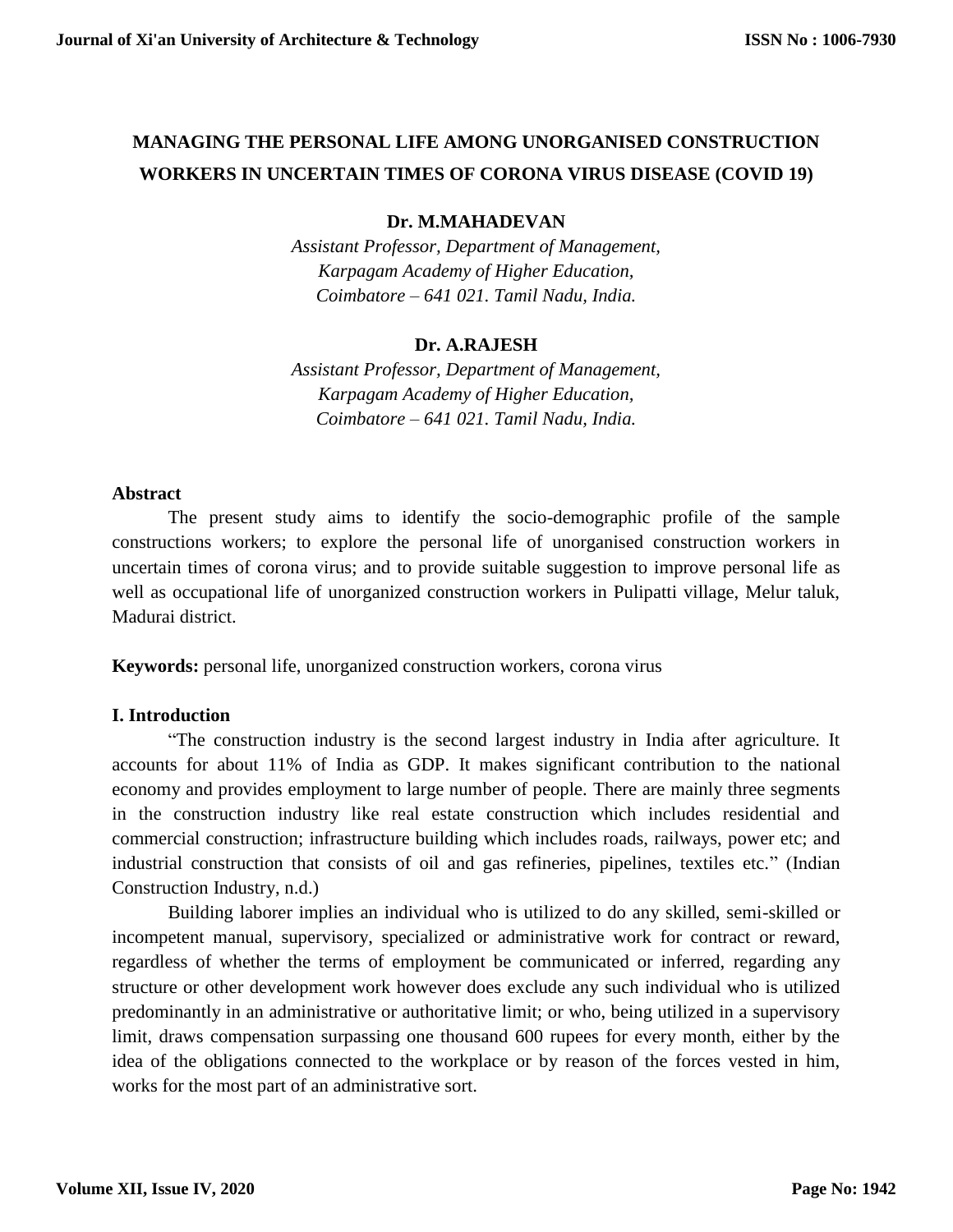# MANAGING THE PERSONAL LIFE AMONG UNORGANISED CONSTRUCTION WORKERS IN UNCERTAIN TIMES OF CORONA VIRUS DISEASE (COVID 19)

**Dr. M.MAHADEVAN**

*Assistant Professor, Department of Management,*
*Karpagam Academy of Higher Education,*
*Coimbatore – 641 021. Tamil Nadu, India.*

**Dr. A.RAJESH**

*Assistant Professor, Department of Management,*
*Karpagam Academy of Higher Education,*
*Coimbatore – 641 021. Tamil Nadu, India.*

## Abstract

The present study aims to identify the socio-demographic profile of the sample constructions workers; to explore the personal life of unorganised construction workers in uncertain times of corona virus; and to provide suitable suggestion to improve personal life as well as occupational life of unorganized construction workers in Pulipatti village, Melur taluk, Madurai district.

**Keywords:** personal life, unorganized construction workers, corona virus

## I. Introduction

"The construction industry is the second largest industry in India after agriculture. It accounts for about 11% of India as GDP. It makes significant contribution to the national economy and provides employment to large number of people. There are mainly three segments in the construction industry like real estate construction which includes residential and commercial construction; infrastructure building which includes roads, railways, power etc; and industrial construction that consists of oil and gas refineries, pipelines, textiles etc." (Indian Construction Industry, n.d.)

Building laborer implies an individual who is utilized to do any skilled, semi-skilled or incompetent manual, supervisory, specialized or administrative work for contract or reward, regardless of whether the terms of employment be communicated or inferred, regarding any structure or other development work however does exclude any such individual who is utilized predominantly in an administrative or authoritative limit; or who, being utilized in a supervisory limit, draws compensation surpassing one thousand 600 rupees for every month, either by the idea of the obligations connected to the workplace or by reason of the forces vested in him, works for the most part of an administrative sort.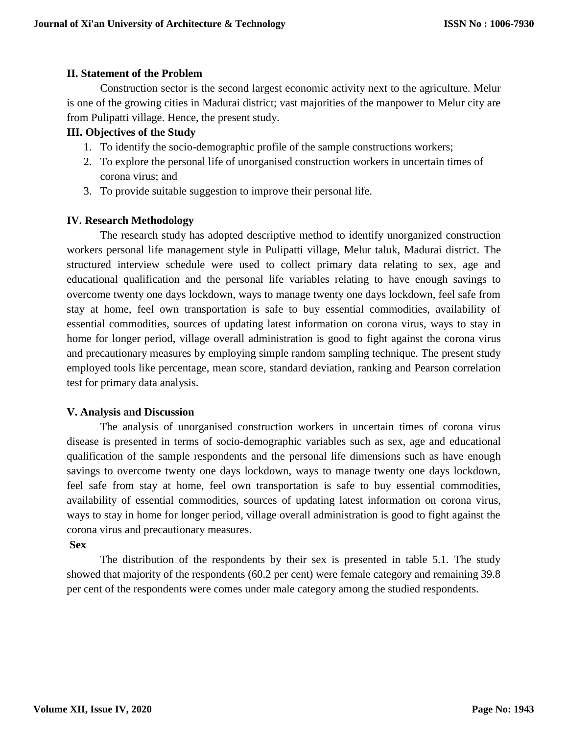## II. Statement of the Problem

Construction sector is the second largest economic activity next to the agriculture. Melur is one of the growing cities in Madurai district; vast majorities of the manpower to Melur city are from Pulipatti village. Hence, the present study.

## III. Objectives of the Study

1. To identify the socio-demographic profile of the sample constructions workers;
2. To explore the personal life of unorganised construction workers in uncertain times of corona virus; and
3. To provide suitable suggestion to improve their personal life.

## IV. Research Methodology

The research study has adopted descriptive method to identify unorganized construction workers personal life management style in Pulipatti village, Melur taluk, Madurai district. The structured interview schedule were used to collect primary data relating to sex, age and educational qualification and the personal life variables relating to have enough savings to overcome twenty one days lockdown, ways to manage twenty one days lockdown, feel safe from stay at home, feel own transportation is safe to buy essential commodities, availability of essential commodities, sources of updating latest information on corona virus, ways to stay in home for longer period, village overall administration is good to fight against the corona virus and precautionary measures by employing simple random sampling technique. The present study employed tools like percentage, mean score, standard deviation, ranking and Pearson correlation test for primary data analysis.

## V. Analysis and Discussion

The analysis of unorganised construction workers in uncertain times of corona virus disease is presented in terms of socio-demographic variables such as sex, age and educational qualification of the sample respondents and the personal life dimensions such as have enough savings to overcome twenty one days lockdown, ways to manage twenty one days lockdown, feel safe from stay at home, feel own transportation is safe to buy essential commodities, availability of essential commodities, sources of updating latest information on corona virus, ways to stay in home for longer period, village overall administration is good to fight against the corona virus and precautionary measures.

### Sex

The distribution of the respondents by their sex is presented in table 5.1. The study showed that majority of the respondents (60.2 per cent) were female category and remaining 39.8 per cent of the respondents were comes under male category among the studied respondents.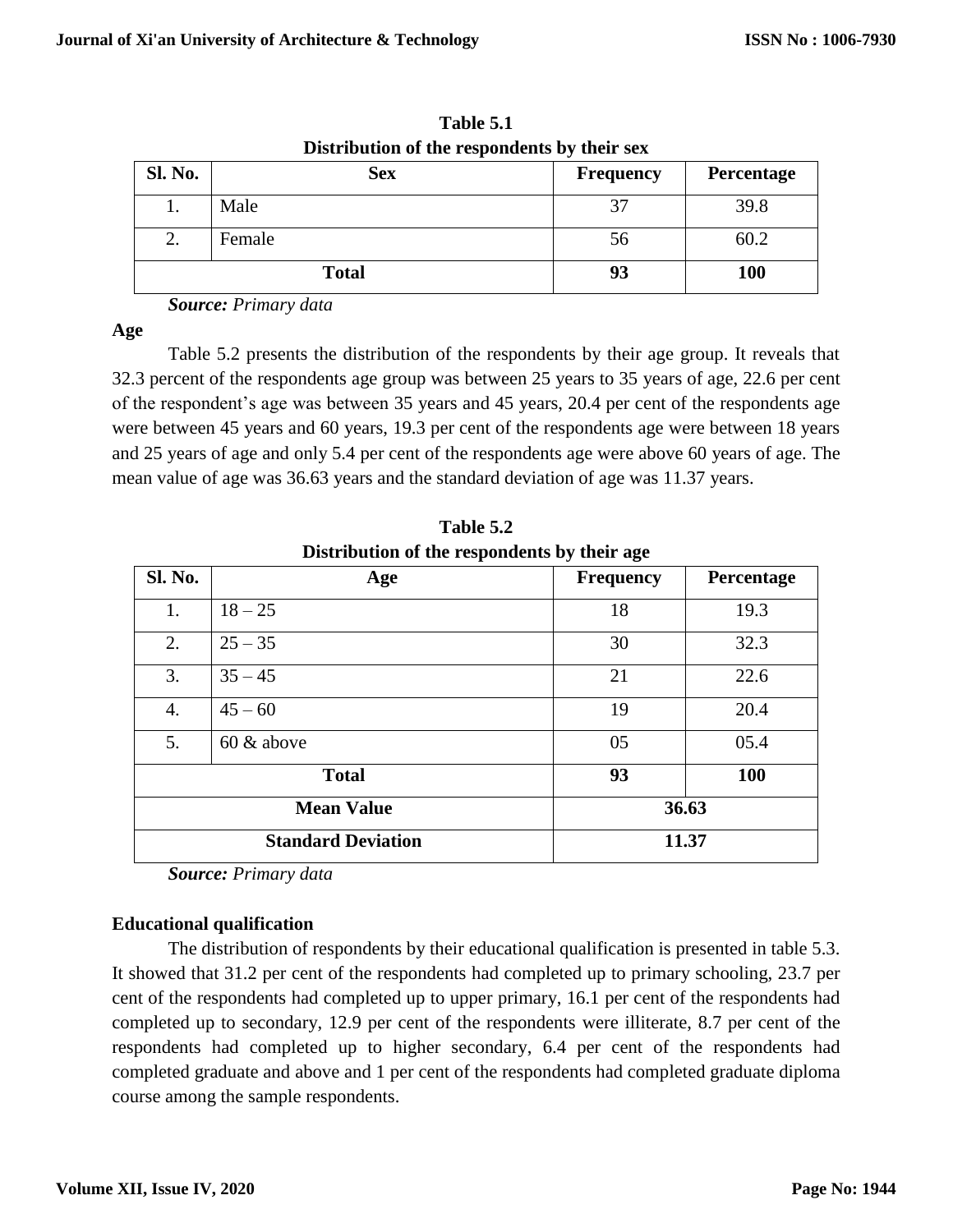**Table 5.1**
**Distribution of the respondents by their sex**

| Sl. No. | Sex | Frequency | Percentage |
|---|---|---|---|
| 1. | Male | 37 | 39.8 |
| 2. | Female | 56 | 60.2 |
| **Total** | | **93** | **100** |

***Source:*** *Primary data*

**Age**

Table 5.2 presents the distribution of the respondents by their age group. It reveals that 32.3 percent of the respondents age group was between 25 years to 35 years of age, 22.6 per cent of the respondent's age was between 35 years and 45 years, 20.4 per cent of the respondents age were between 45 years and 60 years, 19.3 per cent of the respondents age were between 18 years and 25 years of age and only 5.4 per cent of the respondents age were above 60 years of age. The mean value of age was 36.63 years and the standard deviation of age was 11.37 years.

**Table 5.2**
**Distribution of the respondents by their age**

| Sl. No. | Age | Frequency | Percentage |
|---|---|---|---|
| 1. | 18 – 25 | 18 | 19.3 |
| 2. | 25 – 35 | 30 | 32.3 |
| 3. | 35 – 45 | 21 | 22.6 |
| 4. | 45 – 60 | 19 | 20.4 |
| 5. | 60 & above | 05 | 05.4 |
| **Total** | | **93** | **100** |
| **Mean Value** | | **36.63** | |
| **Standard Deviation** | | **11.37** | |

***Source:*** *Primary data*

**Educational qualification**

The distribution of respondents by their educational qualification is presented in table 5.3. It showed that 31.2 per cent of the respondents had completed up to primary schooling, 23.7 per cent of the respondents had completed up to upper primary, 16.1 per cent of the respondents had completed up to secondary, 12.9 per cent of the respondents were illiterate, 8.7 per cent of the respondents had completed up to higher secondary, 6.4 per cent of the respondents had completed graduate and above and 1 per cent of the respondents had completed graduate diploma course among the sample respondents.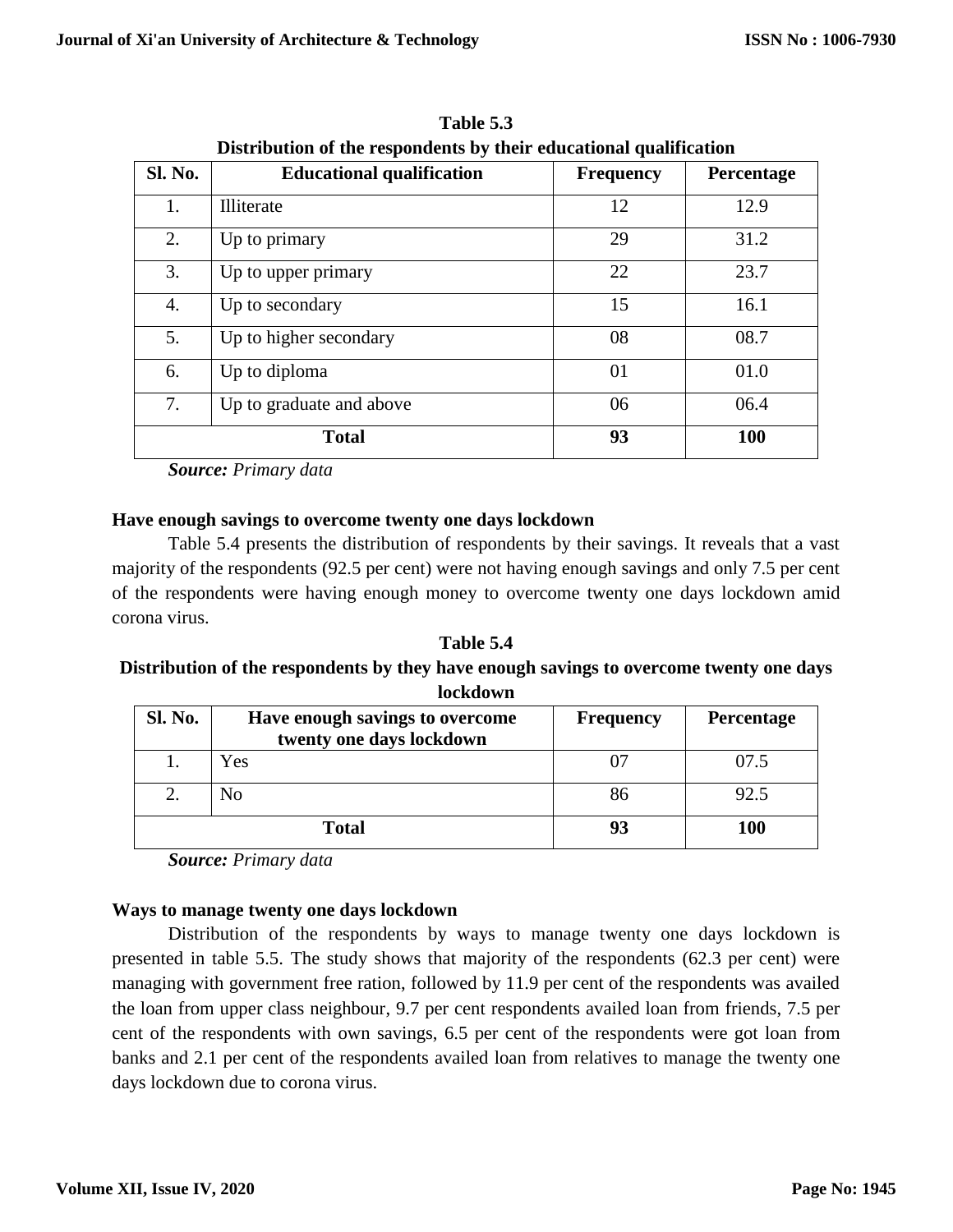**Table 5.3**
**Distribution of the respondents by their educational qualification**

| Sl. No. | Educational qualification | Frequency | Percentage |
|---|---|---|---|
| 1. | Illiterate | 12 | 12.9 |
| 2. | Up to primary | 29 | 31.2 |
| 3. | Up to upper primary | 22 | 23.7 |
| 4. | Up to secondary | 15 | 16.1 |
| 5. | Up to higher secondary | 08 | 08.7 |
| 6. | Up to diploma | 01 | 01.0 |
| 7. | Up to graduate and above | 06 | 06.4 |
| **Total** | | **93** | **100** |

***Source:*** *Primary data*

### Have enough savings to overcome twenty one days lockdown

Table 5.4 presents the distribution of respondents by their savings. It reveals that a vast majority of the respondents (92.5 per cent) were not having enough savings and only 7.5 per cent of the respondents were having enough money to overcome twenty one days lockdown amid corona virus.

**Table 5.4**
**Distribution of the respondents by they have enough savings to overcome twenty one days lockdown**

| Sl. No. | Have enough savings to overcome twenty one days lockdown | Frequency | Percentage |
|---|---|---|---|
| 1. | Yes | 07 | 07.5 |
| 2. | No | 86 | 92.5 |
| **Total** | | **93** | **100** |

***Source:*** *Primary data*

### Ways to manage twenty one days lockdown

Distribution of the respondents by ways to manage twenty one days lockdown is presented in table 5.5. The study shows that majority of the respondents (62.3 per cent) were managing with government free ration, followed by 11.9 per cent of the respondents was availed the loan from upper class neighbour, 9.7 per cent respondents availed loan from friends, 7.5 per cent of the respondents with own savings, 6.5 per cent of the respondents were got loan from banks and 2.1 per cent of the respondents availed loan from relatives to manage the twenty one days lockdown due to corona virus.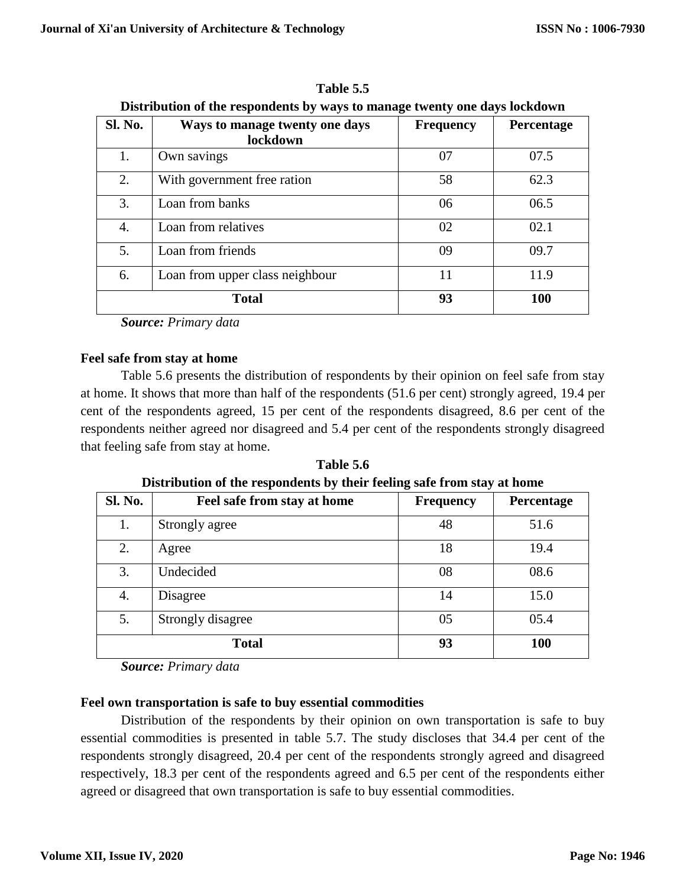**Table 5.5**

**Distribution of the respondents by ways to manage twenty one days lockdown**

| Sl. No. | Ways to manage twenty one days lockdown | Frequency | Percentage |
|---|---|---|---|
| 1. | Own savings | 07 | 07.5 |
| 2. | With government free ration | 58 | 62.3 |
| 3. | Loan from banks | 06 | 06.5 |
| 4. | Loan from relatives | 02 | 02.1 |
| 5. | Loan from friends | 09 | 09.7 |
| 6. | Loan from upper class neighbour | 11 | 11.9 |
| **Total** | | **93** | **100** |

***Source:*** *Primary data*

**Feel safe from stay at home**

Table 5.6 presents the distribution of respondents by their opinion on feel safe from stay at home. It shows that more than half of the respondents (51.6 per cent) strongly agreed, 19.4 per cent of the respondents agreed, 15 per cent of the respondents disagreed, 8.6 per cent of the respondents neither agreed nor disagreed and 5.4 per cent of the respondents strongly disagreed that feeling safe from stay at home.

**Table 5.6**

**Distribution of the respondents by their feeling safe from stay at home**

| Sl. No. | Feel safe from stay at home | Frequency | Percentage |
|---|---|---|---|
| 1. | Strongly agree | 48 | 51.6 |
| 2. | Agree | 18 | 19.4 |
| 3. | Undecided | 08 | 08.6 |
| 4. | Disagree | 14 | 15.0 |
| 5. | Strongly disagree | 05 | 05.4 |
| **Total** | | **93** | **100** |

***Source:*** *Primary data*

**Feel own transportation is safe to buy essential commodities**

Distribution of the respondents by their opinion on own transportation is safe to buy essential commodities is presented in table 5.7. The study discloses that 34.4 per cent of the respondents strongly disagreed, 20.4 per cent of the respondents strongly agreed and disagreed respectively, 18.3 per cent of the respondents agreed and 6.5 per cent of the respondents either agreed or disagreed that own transportation is safe to buy essential commodities.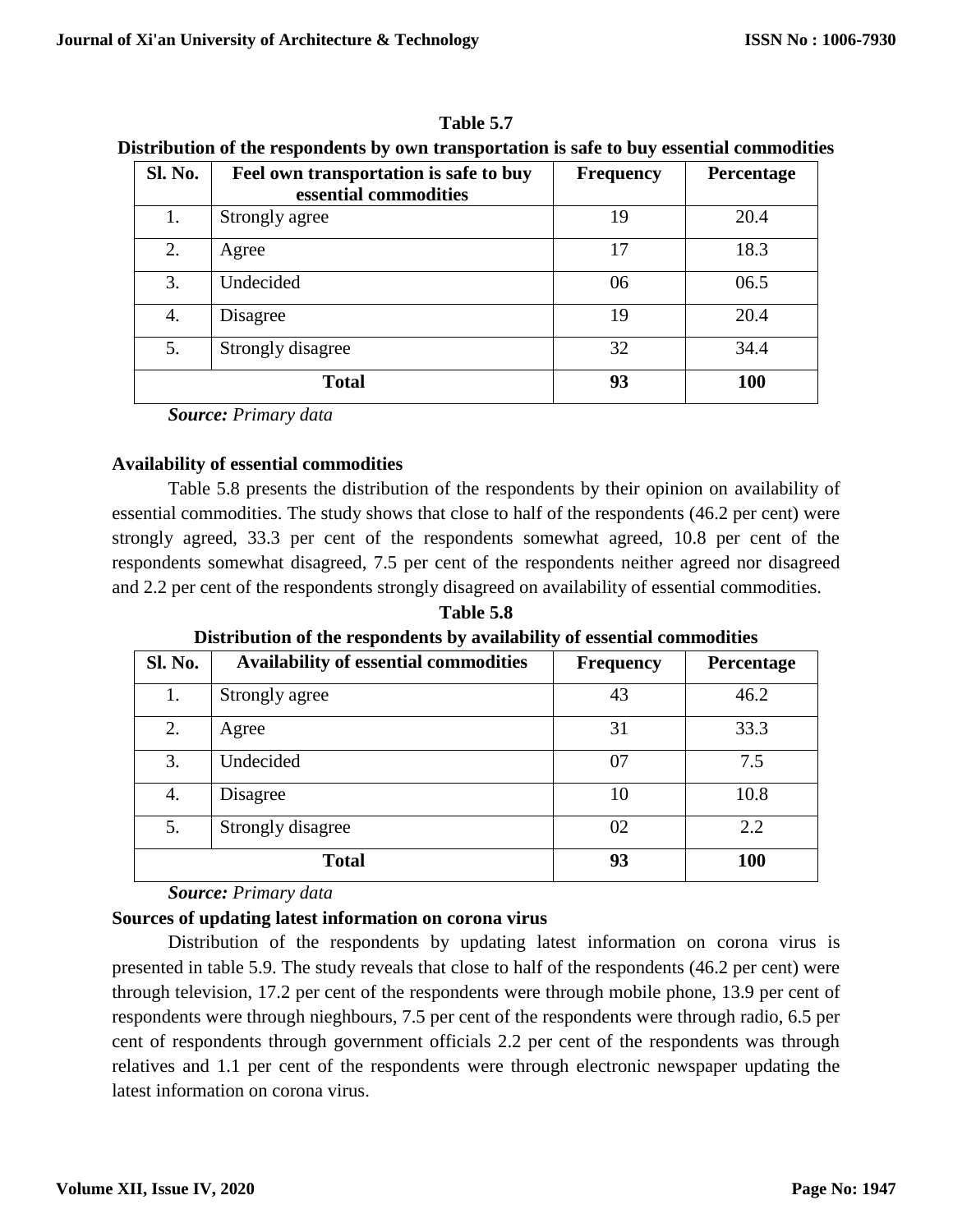**Table 5.7**

**Distribution of the respondents by own transportation is safe to buy essential commodities**

| Sl. No. | Feel own transportation is safe to buy essential commodities | Frequency | Percentage |
|---|---|---|---|
| 1. | Strongly agree | 19 | 20.4 |
| 2. | Agree | 17 | 18.3 |
| 3. | Undecided | 06 | 06.5 |
| 4. | Disagree | 19 | 20.4 |
| 5. | Strongly disagree | 32 | 34.4 |
| **Total** | | **93** | **100** |

***Source:*** *Primary data*

**Availability of essential commodities**

Table 5.8 presents the distribution of the respondents by their opinion on availability of essential commodities. The study shows that close to half of the respondents (46.2 per cent) were strongly agreed, 33.3 per cent of the respondents somewhat agreed, 10.8 per cent of the respondents somewhat disagreed, 7.5 per cent of the respondents neither agreed nor disagreed and 2.2 per cent of the respondents strongly disagreed on availability of essential commodities.

**Table 5.8**

**Distribution of the respondents by availability of essential commodities**

| Sl. No. | Availability of essential commodities | Frequency | Percentage |
|---|---|---|---|
| 1. | Strongly agree | 43 | 46.2 |
| 2. | Agree | 31 | 33.3 |
| 3. | Undecided | 07 | 7.5 |
| 4. | Disagree | 10 | 10.8 |
| 5. | Strongly disagree | 02 | 2.2 |
| **Total** | | **93** | **100** |

***Source:*** *Primary data*

**Sources of updating latest information on corona virus**

Distribution of the respondents by updating latest information on corona virus is presented in table 5.9. The study reveals that close to half of the respondents (46.2 per cent) were through television, 17.2 per cent of the respondents were through mobile phone, 13.9 per cent of respondents were through nieghbours, 7.5 per cent of the respondents were through radio, 6.5 per cent of respondents through government officials 2.2 per cent of the respondents was through relatives and 1.1 per cent of the respondents were through electronic newspaper updating the latest information on corona virus.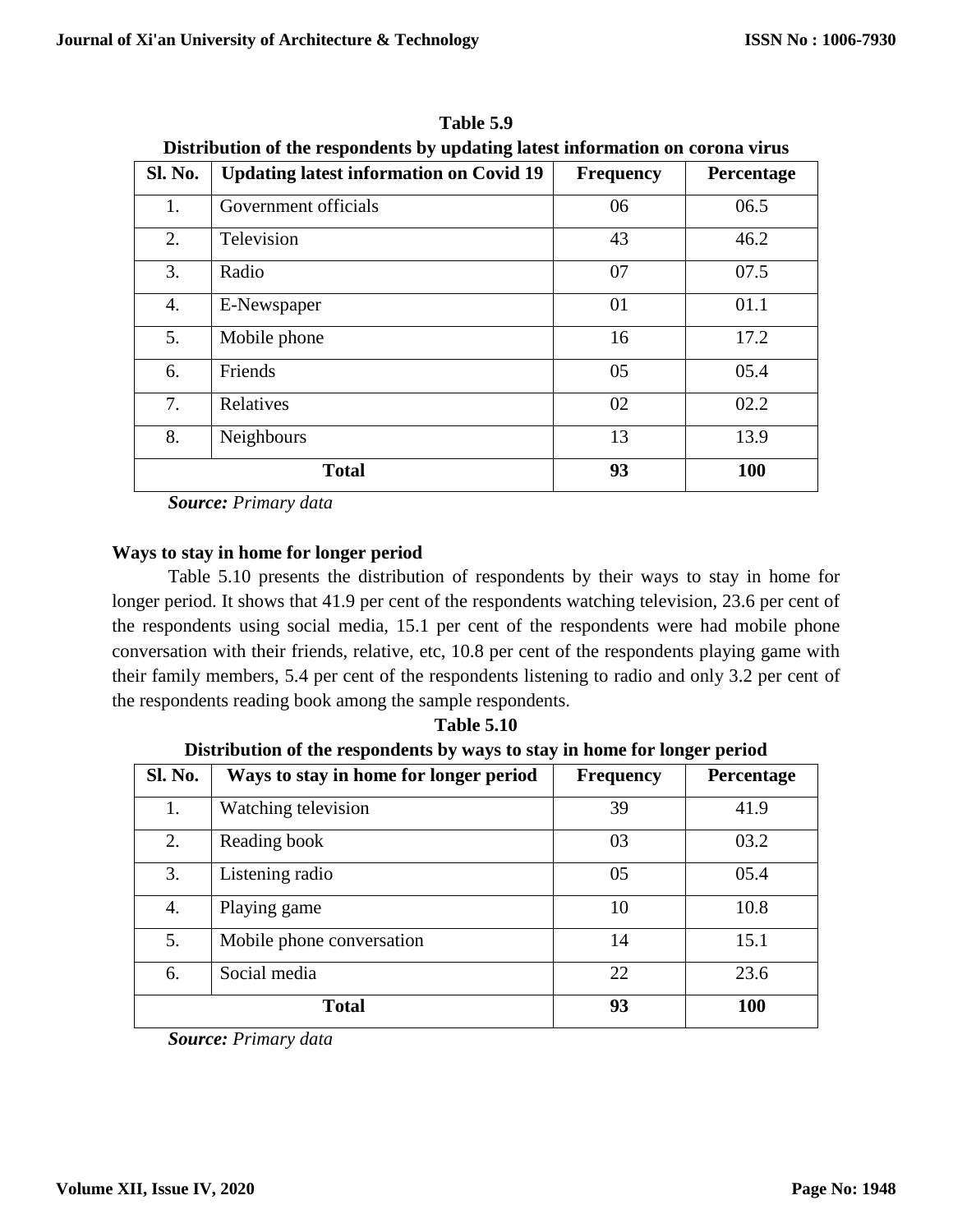**Table 5.9**

**Distribution of the respondents by updating latest information on corona virus**

| Sl. No. | Updating latest information on Covid 19 | Frequency | Percentage |
|---|---|---|---|
| 1. | Government officials | 06 | 06.5 |
| 2. | Television | 43 | 46.2 |
| 3. | Radio | 07 | 07.5 |
| 4. | E-Newspaper | 01 | 01.1 |
| 5. | Mobile phone | 16 | 17.2 |
| 6. | Friends | 05 | 05.4 |
| 7. | Relatives | 02 | 02.2 |
| 8. | Neighbours | 13 | 13.9 |
| **Total** | | **93** | **100** |

***Source:*** *Primary data*

**Ways to stay in home for longer period**

Table 5.10 presents the distribution of respondents by their ways to stay in home for longer period. It shows that 41.9 per cent of the respondents watching television, 23.6 per cent of the respondents using social media, 15.1 per cent of the respondents were had mobile phone conversation with their friends, relative, etc, 10.8 per cent of the respondents playing game with their family members, 5.4 per cent of the respondents listening to radio and only 3.2 per cent of the respondents reading book among the sample respondents.

**Table 5.10**

**Distribution of the respondents by ways to stay in home for longer period**

| Sl. No. | Ways to stay in home for longer period | Frequency | Percentage |
|---|---|---|---|
| 1. | Watching television | 39 | 41.9 |
| 2. | Reading book | 03 | 03.2 |
| 3. | Listening radio | 05 | 05.4 |
| 4. | Playing game | 10 | 10.8 |
| 5. | Mobile phone conversation | 14 | 15.1 |
| 6. | Social media | 22 | 23.6 |
| **Total** | | **93** | **100** |

***Source:*** *Primary data*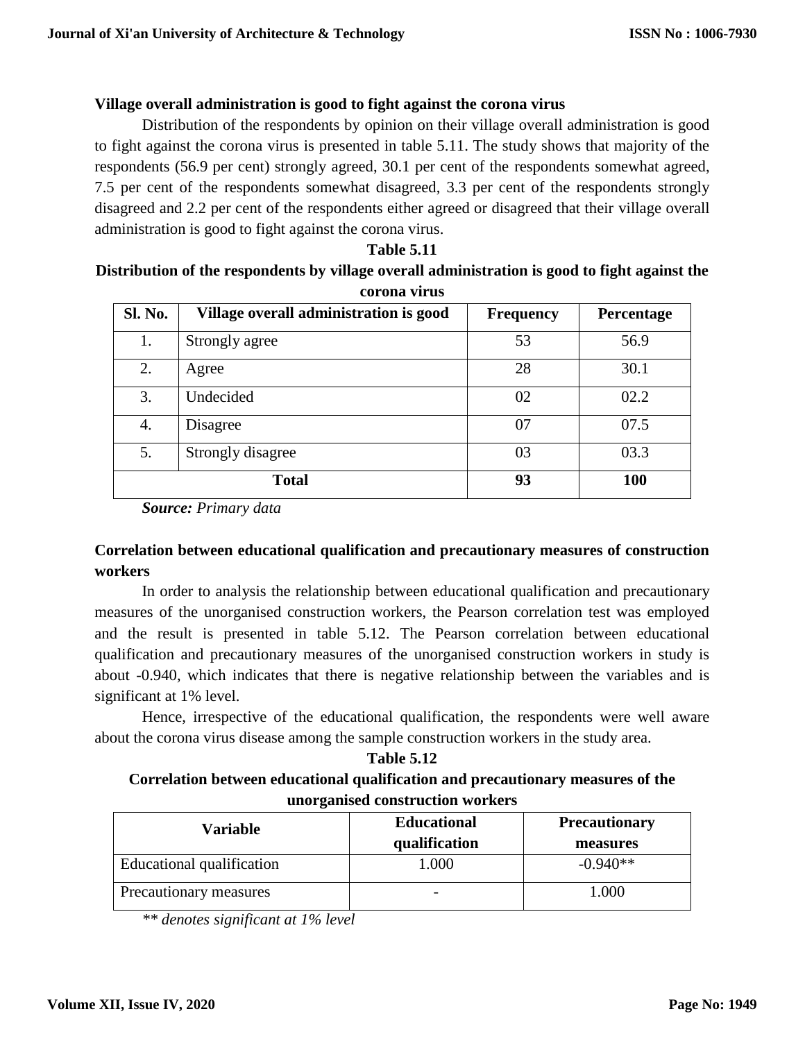### Village overall administration is good to fight against the corona virus

Distribution of the respondents by opinion on their village overall administration is good to fight against the corona virus is presented in table 5.11. The study shows that majority of the respondents (56.9 per cent) strongly agreed, 30.1 per cent of the respondents somewhat agreed, 7.5 per cent of the respondents somewhat disagreed, 3.3 per cent of the respondents strongly disagreed and 2.2 per cent of the respondents either agreed or disagreed that their village overall administration is good to fight against the corona virus.

**Table 5.11**

**Distribution of the respondents by village overall administration is good to fight against the corona virus**

| Sl. No. | Village overall administration is good | Frequency | Percentage |
|---|---|---|---|
| 1. | Strongly agree | 53 | 56.9 |
| 2. | Agree | 28 | 30.1 |
| 3. | Undecided | 02 | 02.2 |
| 4. | Disagree | 07 | 07.5 |
| 5. | Strongly disagree | 03 | 03.3 |
| **Total** | | **93** | **100** |

***Source:*** *Primary data*

### Correlation between educational qualification and precautionary measures of construction workers

In order to analysis the relationship between educational qualification and precautionary measures of the unorganised construction workers, the Pearson correlation test was employed and the result is presented in table 5.12. The Pearson correlation between educational qualification and precautionary measures of the unorganised construction workers in study is about -0.940, which indicates that there is negative relationship between the variables and is significant at 1% level.

Hence, irrespective of the educational qualification, the respondents were well aware about the corona virus disease among the sample construction workers in the study area.

**Table 5.12**

**Correlation between educational qualification and precautionary measures of the unorganised construction workers**

| Variable | Educational qualification | Precautionary measures |
|---|---|---|
| Educational qualification | 1.000 | -0.940** |
| Precautionary measures | - | 1.000 |

*** denotes significant at 1% level*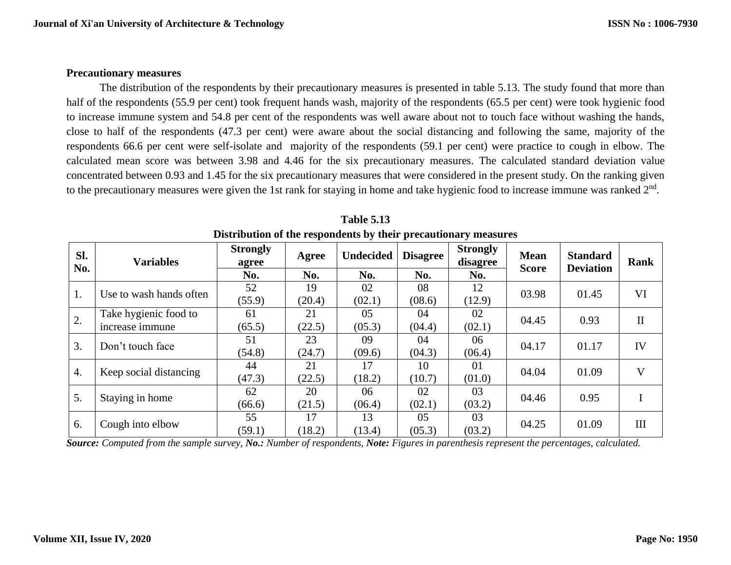**Precautionary measures**

The distribution of the respondents by their precautionary measures is presented in table 5.13. The study found that more than half of the respondents (55.9 per cent) took frequent hands wash, majority of the respondents (65.5 per cent) were took hygienic food to increase immune system and 54.8 per cent of the respondents was well aware about not to touch face without washing the hands, close to half of the respondents (47.3 per cent) were aware about the social distancing and following the same, majority of the respondents 66.6 per cent were self-isolate and majority of the respondents (59.1 per cent) were practice to cough in elbow. The calculated mean score was between 3.98 and 4.46 for the six precautionary measures. The calculated standard deviation value concentrated between 0.93 and 1.45 for the six precautionary measures that were considered in the present study. On the ranking given to the precautionary measures were given the 1st rank for staying in home and take hygienic food to increase immune was ranked 2nd.

**Table 5.13**
**Distribution of the respondents by their precautionary measures**

| Sl. No. | Variables | Strongly agree | Agree | Undecided | Disagree | Strongly disagree | Mean Score | Standard Deviation | Rank |
|---|---|---|---|---|---|---|---|---|---|
| | | No. | No. | No. | No. | No. | | | |
| 1. | Use to wash hands often | 52 (55.9) | 19 (20.4) | 02 (02.1) | 08 (08.6) | 12 (12.9) | 03.98 | 01.45 | VI |
| 2. | Take hygienic food to increase immune | 61 (65.5) | 21 (22.5) | 05 (05.3) | 04 (04.4) | 02 (02.1) | 04.45 | 0.93 | II |
| 3. | Don't touch face | 51 (54.8) | 23 (24.7) | 09 (09.6) | 04 (04.3) | 06 (06.4) | 04.17 | 01.17 | IV |
| 4. | Keep social distancing | 44 (47.3) | 21 (22.5) | 17 (18.2) | 10 (10.7) | 01 (01.0) | 04.04 | 01.09 | V |
| 5. | Staying in home | 62 (66.6) | 20 (21.5) | 06 (06.4) | 02 (02.1) | 03 (03.2) | 04.46 | 0.95 | I |
| 6. | Cough into elbow | 55 (59.1) | 17 (18.2) | 13 (13.4) | 05 (05.3) | 03 (03.2) | 04.25 | 01.09 | III |

***Source:*** *Computed from the sample survey,* ***No.:*** *Number of respondents,* ***Note:*** *Figures in parenthesis represent the percentages, calculated.*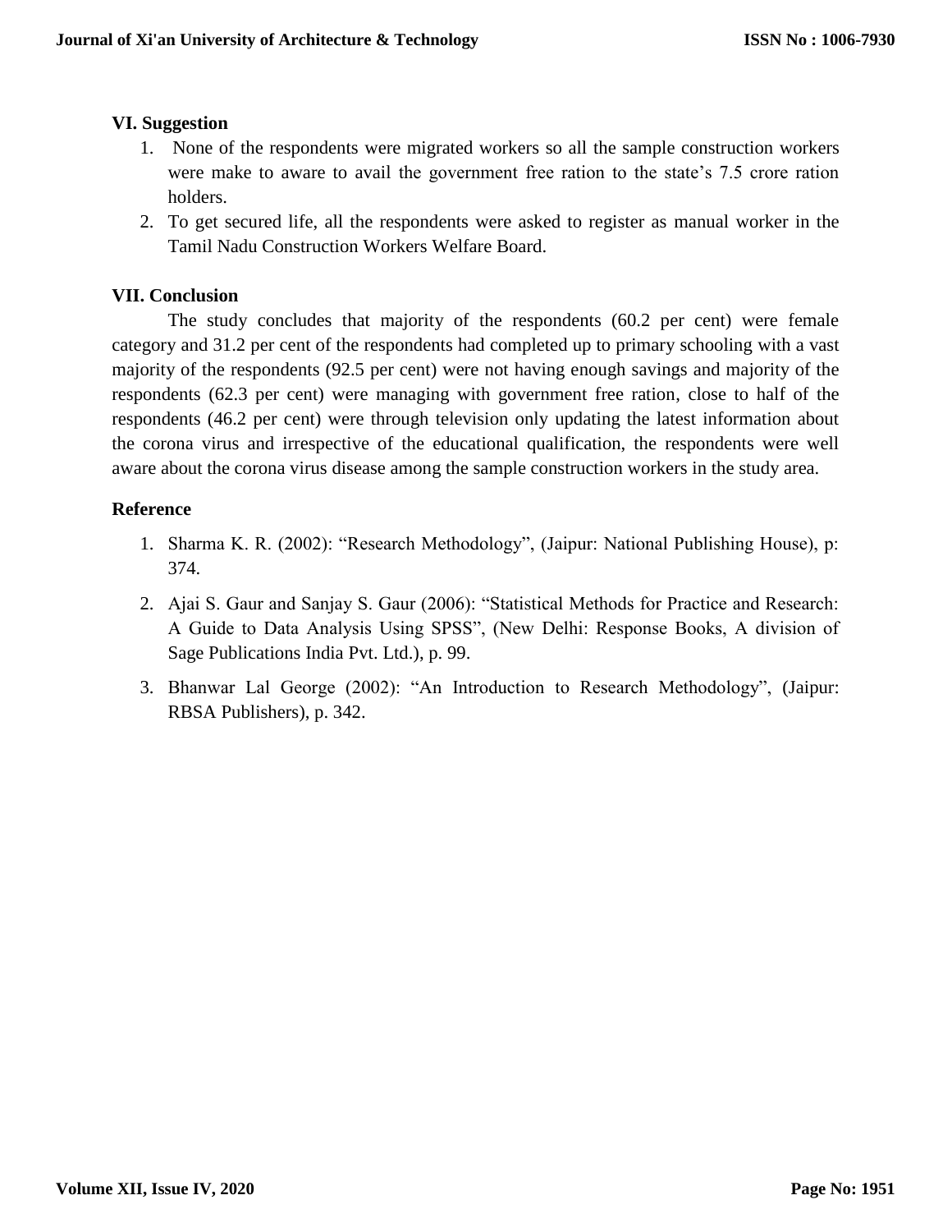## VI. Suggestion

1. None of the respondents were migrated workers so all the sample construction workers were make to aware to avail the government free ration to the state's 7.5 crore ration holders.
2. To get secured life, all the respondents were asked to register as manual worker in the Tamil Nadu Construction Workers Welfare Board.

## VII. Conclusion

The study concludes that majority of the respondents (60.2 per cent) were female category and 31.2 per cent of the respondents had completed up to primary schooling with a vast majority of the respondents (92.5 per cent) were not having enough savings and majority of the respondents (62.3 per cent) were managing with government free ration, close to half of the respondents (46.2 per cent) were through television only updating the latest information about the corona virus and irrespective of the educational qualification, the respondents were well aware about the corona virus disease among the sample construction workers in the study area.

## Reference

1. Sharma K. R. (2002): "Research Methodology", (Jaipur: National Publishing House), p: 374.
2. Ajai S. Gaur and Sanjay S. Gaur (2006): "Statistical Methods for Practice and Research: A Guide to Data Analysis Using SPSS", (New Delhi: Response Books, A division of Sage Publications India Pvt. Ltd.), p. 99.
3. Bhanwar Lal George (2002): "An Introduction to Research Methodology", (Jaipur: RBSA Publishers), p. 342.